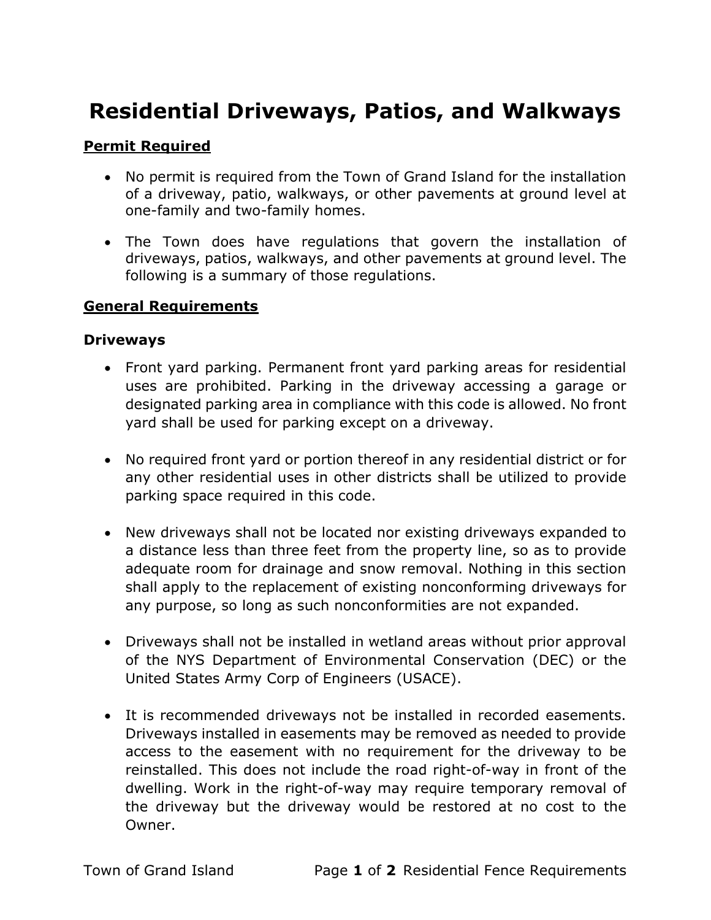# Residential Driveways, Patios, and Walkways

## Permit Required

- No permit is required from the Town of Grand Island for the installation of a driveway, patio, walkways, or other pavements at ground level at one-family and two-family homes.

- The Town does have regulations that govern the installation of driveways, patios, walkways, and other pavements at ground level. The following is a summary of those regulations.

## General Requirements

### Driveways

- Front yard parking. Permanent front yard parking areas for residential uses are prohibited. Parking in the driveway accessing a garage or designated parking area in compliance with this code is allowed. No front yard shall be used for parking except on a driveway.

- No required front yard or portion thereof in any residential district or for any other residential uses in other districts shall be utilized to provide parking space required in this code.

- New driveways shall not be located nor existing driveways expanded to a distance less than three feet from the property line, so as to provide adequate room for drainage and snow removal. Nothing in this section shall apply to the replacement of existing nonconforming driveways for any purpose, so long as such nonconformities are not expanded.

- Driveways shall not be installed in wetland areas without prior approval of the NYS Department of Environmental Conservation (DEC) or the United States Army Corp of Engineers (USACE).

- It is recommended driveways not be installed in recorded easements. Driveways installed in easements may be removed as needed to provide access to the easement with no requirement for the driveway to be reinstalled. This does not include the road right-of-way in front of the dwelling. Work in the right-of-way may require temporary removal of the driveway but the driveway would be restored at no cost to the Owner.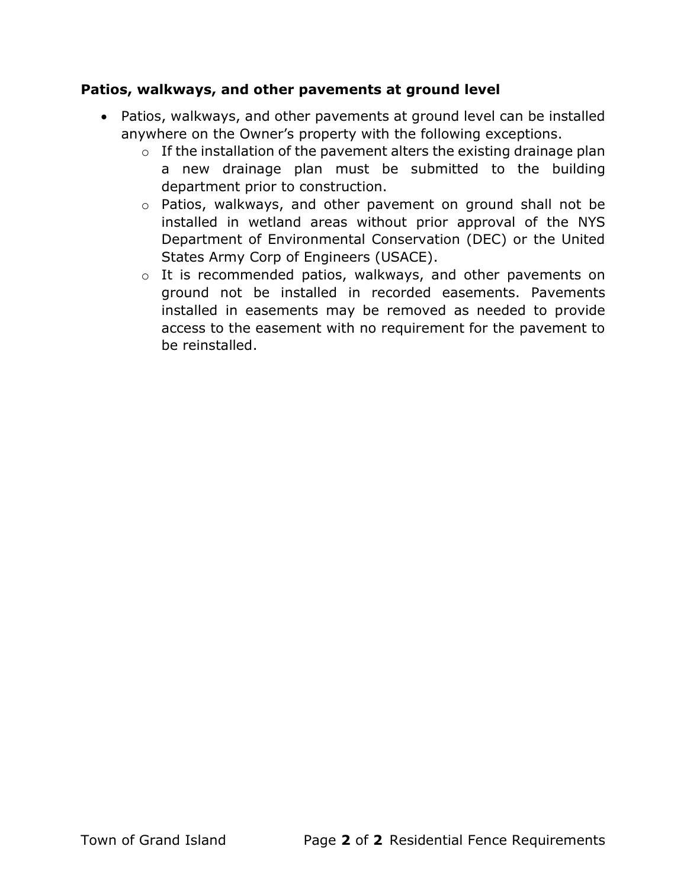**Patios, walkways, and other pavements at ground level**

- Patios, walkways, and other pavements at ground level can be installed anywhere on the Owner's property with the following exceptions.
  - If the installation of the pavement alters the existing drainage plan a new drainage plan must be submitted to the building department prior to construction.
  - Patios, walkways, and other pavement on ground shall not be installed in wetland areas without prior approval of the NYS Department of Environmental Conservation (DEC) or the United States Army Corp of Engineers (USACE).
  - It is recommended patios, walkways, and other pavements on ground not be installed in recorded easements. Pavements installed in easements may be removed as needed to provide access to the easement with no requirement for the pavement to be reinstalled.